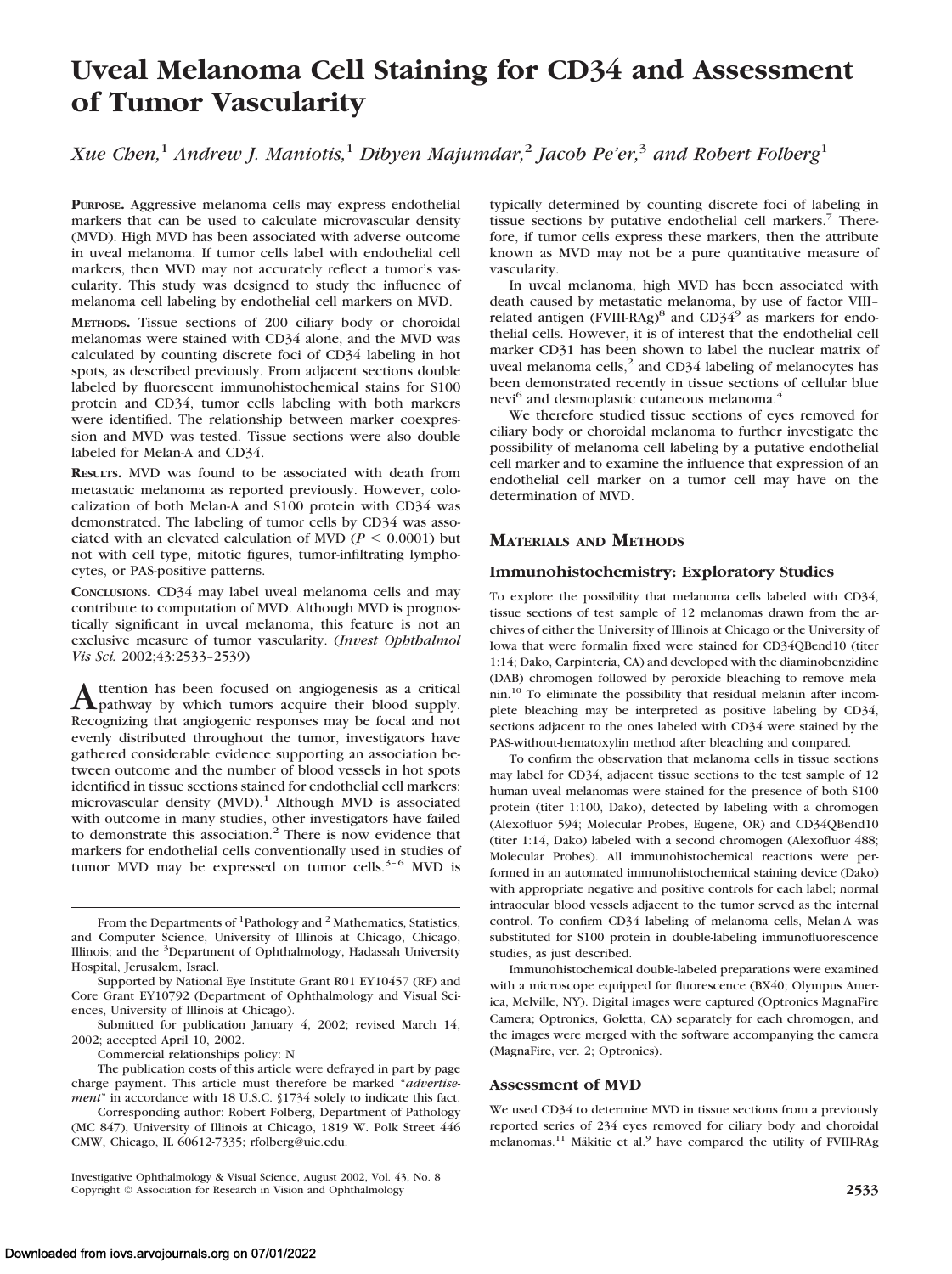# Uveal Melanoma Cell Staining for CD34 and Assessment of Tumor Vascularity

*Xue Chen,[1] Andrew J. Maniotis,[1] Dibyen Majumdar,[2] Jacob Pe'er,[3] and Robert Folberg[1]*

**PURPOSE.** Aggressive melanoma cells may express endothelial markers that can be used to calculate microvascular density (MVD). High MVD has been associated with adverse outcome in uveal melanoma. If tumor cells label with endothelial cell markers, then MVD may not accurately reflect a tumor's vascularity. This study was designed to study the influence of melanoma cell labeling by endothelial cell markers on MVD.

**METHODS.** Tissue sections of 200 ciliary body or choroidal melanomas were stained with CD34 alone, and the MVD was calculated by counting discrete foci of CD34 labeling in hot spots, as described previously. From adjacent sections double labeled by fluorescent immunohistochemical stains for S100 protein and CD34, tumor cells labeling with both markers were identified. The relationship between marker coexpression and MVD was tested. Tissue sections were also double labeled for Melan-A and CD34.

**RESULTS.** MVD was found to be associated with death from metastatic melanoma as reported previously. However, colocalization of both Melan-A and S100 protein with CD34 was demonstrated. The labeling of tumor cells by CD34 was associated with an elevated calculation of MVD ($P < 0.0001$) but not with cell type, mitotic figures, tumor-infiltrating lymphocytes, or PAS-positive patterns.

**CONCLUSIONS.** CD34 may label uveal melanoma cells and may contribute to computation of MVD. Although MVD is prognostically significant in uveal melanoma, this feature is not an exclusive measure of tumor vascularity. (*Invest Ophthalmol Vis Sci.* 2002;43:2533–2539)

Attention has been focused on angiogenesis as a critical pathway by which tumors acquire their blood supply. Recognizing that angiogenic responses may be focal and not evenly distributed throughout the tumor, investigators have gathered considerable evidence supporting an association between outcome and the number of blood vessels in hot spots identified in tissue sections stained for endothelial cell markers: microvascular density (MVD).[1] Although MVD is associated with outcome in many studies, other investigators have failed to demonstrate this association.[2] There is now evidence that markers for endothelial cells conventionally used in studies of tumor MVD may be expressed on tumor cells.[3–6] MVD is typically determined by counting discrete foci of labeling in tissue sections by putative endothelial cell markers.[7] Therefore, if tumor cells express these markers, then the attribute known as MVD may not be a pure quantitative measure of vascularity.

In uveal melanoma, high MVD has been associated with death caused by metastatic melanoma, by use of factor VIII–related antigen (FVIII-RAg)[8] and CD34[9] as markers for endothelial cells. However, it is of interest that the endothelial cell marker CD31 has been shown to label the nuclear matrix of uveal melanoma cells,[2] and CD34 labeling of melanocytes has been demonstrated recently in tissue sections of cellular blue nevi[6] and desmoplastic cutaneous melanoma.[4]

We therefore studied tissue sections of eyes removed for ciliary body or choroidal melanoma to further investigate the possibility of melanoma cell labeling by a putative endothelial cell marker and to examine the influence that expression of an endothelial cell marker on a tumor cell may have on the determination of MVD.

## MATERIALS AND METHODS

### Immunohistochemistry: Exploratory Studies

To explore the possibility that melanoma cells labeled with CD34, tissue sections of test sample of 12 melanomas drawn from the archives of either the University of Illinois at Chicago or the University of Iowa that were formalin fixed were stained for CD34QBend10 (titer 1:14; Dako, Carpinteria, CA) and developed with the diaminobenzidine (DAB) chromogen followed by peroxide bleaching to remove melanin.[10] To eliminate the possibility that residual melanin after incomplete bleaching may be interpreted as positive labeling by CD34, sections adjacent to the ones labeled with CD34 were stained by the PAS-without-hematoxylin method after bleaching and compared.

To confirm the observation that melanoma cells in tissue sections may label for CD34, adjacent tissue sections to the test sample of 12 human uveal melanomas were stained for the presence of both S100 protein (titer 1:100, Dako), detected by labeling with a chromogen (Alexofluor 594; Molecular Probes, Eugene, OR) and CD34QBend10 (titer 1:14, Dako) labeled with a second chromogen (Alexofluor 488; Molecular Probes). All immunohistochemical reactions were performed in an automated immunohistochemical staining device (Dako) with appropriate negative and positive controls for each label; normal intraocular blood vessels adjacent to the tumor served as the internal control. To confirm CD34 labeling of melanoma cells, Melan-A was substituted for S100 protein in double-labeling immunofluorescence studies, as just described.

Immunohistochemical double-labeled preparations were examined with a microscope equipped for fluorescence (BX40; Olympus America, Melville, NY). Digital images were captured (Optronics MagnaFire Camera; Optronics, Goletta, CA) separately for each chromogen, and the images were merged with the software accompanying the camera (MagnaFire, ver. 2; Optronics).

### Assessment of MVD

We used CD34 to determine MVD in tissue sections from a previously reported series of 234 eyes removed for ciliary body and choroidal melanomas.[11] Mäkitie et al.[9] have compared the utility of FVIII-RAg

---

From the Departments of [1]Pathology and [2]Mathematics, Statistics, and Computer Science, University of Illinois at Chicago, Chicago, Illinois; and the [3]Department of Ophthalmology, Hadassah University Hospital, Jerusalem, Israel.

Supported by National Eye Institute Grant R01 EY10457 (RF) and Core Grant EY10792 (Department of Ophthalmology and Visual Sciences, University of Illinois at Chicago).

Submitted for publication January 4, 2002; revised March 14, 2002; accepted April 10, 2002.

Commercial relationships policy: N

The publication costs of this article were defrayed in part by page charge payment. This article must therefore be marked "*advertisement*" in accordance with 18 U.S.C. §1734 solely to indicate this fact.

Corresponding author: Robert Folberg, Department of Pathology (MC 847), University of Illinois at Chicago, 1819 W. Polk Street 446 CMW, Chicago, IL 60612-7335; rfolberg@uic.edu.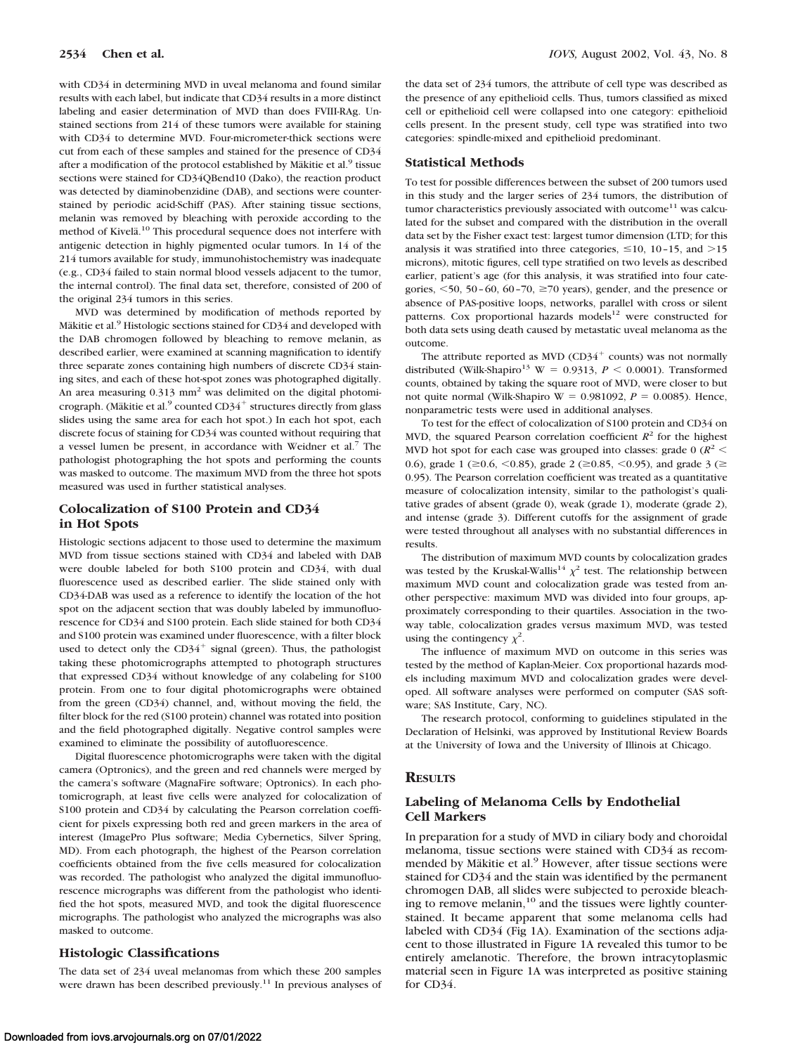with CD34 in determining MVD in uveal melanoma and found similar results with each label, but indicate that CD34 results in a more distinct labeling and easier determination of MVD than does FVIII-RAg. Unstained sections from 214 of these tumors were available for staining with CD34 to determine MVD. Four-micrometer-thick sections were cut from each of these samples and stained for the presence of CD34 after a modification of the protocol established by Mäkitie et al.[9] tissue sections were stained for CD34QBend10 (Dako), the reaction product was detected by diaminobenzidine (DAB), and sections were counterstained by periodic acid-Schiff (PAS). After staining tissue sections, melanin was removed by bleaching with peroxide according to the method of Kivelä.[10] This procedural sequence does not interfere with antigenic detection in highly pigmented ocular tumors. In 14 of the 214 tumors available for study, immunohistochemistry was inadequate (e.g., CD34 failed to stain normal blood vessels adjacent to the tumor, the internal control). The final data set, therefore, consisted of 200 of the original 234 tumors in this series.

MVD was determined by modification of methods reported by Mäkitie et al.[9] Histologic sections stained for CD34 and developed with the DAB chromogen followed by bleaching to remove melanin, as described earlier, were examined at scanning magnification to identify three separate zones containing high numbers of discrete CD34 staining sites, and each of these hot-spot zones was photographed digitally. An area measuring 0.313 mm² was delimited on the digital photomicrograph. (Mäkitie et al.[9] counted $CD34^+$ structures directly from glass slides using the same area for each hot spot.) In each hot spot, each discrete focus of staining for CD34 was counted without requiring that a vessel lumen be present, in accordance with Weidner et al.[7] The pathologist photographing the hot spots and performing the counts was masked to outcome. The maximum MVD from the three hot spots measured was used in further statistical analyses.

## Colocalization of S100 Protein and CD34 in Hot Spots

Histologic sections adjacent to those used to determine the maximum MVD from tissue sections stained with CD34 and labeled with DAB were double labeled for both S100 protein and CD34, with dual fluorescence used as described earlier. The slide stained only with CD34-DAB was used as a reference to identify the location of the hot spot on the adjacent section that was doubly labeled by immunofluorescence for CD34 and S100 protein. Each slide stained for both CD34 and S100 protein was examined under fluorescence, with a filter block used to detect only the $CD34^+$ signal (green). Thus, the pathologist taking these photomicrographs attempted to photograph structures that expressed CD34 without knowledge of any colabeling for S100 protein. From one to four digital photomicrographs were obtained from the green (CD34) channel, and, without moving the field, the filter block for the red (S100 protein) channel was rotated into position and the field photographed digitally. Negative control samples were examined to eliminate the possibility of autofluorescence.

Digital fluorescence photomicrographs were taken with the digital camera (Optronics), and the green and red channels were merged by the camera's software (MagnaFire software; Optronics). In each photomicrograph, at least five cells were analyzed for colocalization of S100 protein and CD34 by calculating the Pearson correlation coefficient for pixels expressing both red and green markers in the area of interest (ImagePro Plus software; Media Cybernetics, Silver Spring, MD). From each photograph, the highest of the Pearson correlation coefficients obtained from the five cells measured for colocalization was recorded. The pathologist who analyzed the digital immunofluorescence micrographs was different from the pathologist who identified the hot spots, measured MVD, and took the digital fluorescence micrographs. The pathologist who analyzed the micrographs was also masked to outcome.

## Histologic Classifications

The data set of 234 uveal melanomas from which these 200 samples were drawn has been described previously.[11] In previous analyses of the data set of 234 tumors, the attribute of cell type was described as the presence of any epithelioid cells. Thus, tumors classified as mixed cell or epithelioid cell were collapsed into one category: epithelioid cells present. In the present study, cell type was stratified into two categories: spindle-mixed and epithelioid predominant.

## Statistical Methods

To test for possible differences between the subset of 200 tumors used in this study and the larger series of 234 tumors, the distribution of tumor characteristics previously associated with outcome[11] was calculated for the subset and compared with the distribution in the overall data set by the Fisher exact test: largest tumor dimension (LTD; for this analysis it was stratified into three categories, ≤10, 10–15, and >15 microns), mitotic figures, cell type stratified on two levels as described earlier, patient's age (for this analysis, it was stratified into four categories, <50, 50–60, 60–70, ≥70 years), gender, and the presence or absence of PAS-positive loops, networks, parallel with cross or silent patterns. Cox proportional hazards models[12] were constructed for both data sets using death caused by metastatic uveal melanoma as the outcome.

The attribute reported as MVD ($CD34^+$ counts) was not normally distributed (Wilk-Shapiro[13] $W = 0.9313$, $P < 0.0001$). Transformed counts, obtained by taking the square root of MVD, were closer to but not quite normal (Wilk-Shapiro $W = 0.981092$, $P = 0.0085$). Hence, nonparametric tests were used in additional analyses.

To test for the effect of colocalization of S100 protein and CD34 on MVD, the squared Pearson correlation coefficient $R^2$ for the highest MVD hot spot for each case was grouped into classes: grade 0 ($R^2 <$ 0.6), grade 1 (≥0.6, <0.85), grade 2 (≥0.85, <0.95), and grade 3 (≥ 0.95). The Pearson correlation coefficient was treated as a quantitative measure of colocalization intensity, similar to the pathologist's qualitative grades of absent (grade 0), weak (grade 1), moderate (grade 2), and intense (grade 3). Different cutoffs for the assignment of grade were tested throughout all analyses with no substantial differences in results.

The distribution of maximum MVD counts by colocalization grades was tested by the Kruskal-Wallis[14] $\chi^2$ test. The relationship between maximum MVD count and colocalization grade was tested from another perspective: maximum MVD was divided into four groups, approximately corresponding to their quartiles. Association in the two-way table, colocalization grades versus maximum MVD, was tested using the contingency $\chi^2$.

The influence of maximum MVD on outcome in this series was tested by the method of Kaplan-Meier. Cox proportional hazards models including maximum MVD and colocalization grades were developed. All software analyses were performed on computer (SAS software; SAS Institute, Cary, NC).

The research protocol, conforming to guidelines stipulated in the Declaration of Helsinki, was approved by Institutional Review Boards at the University of Iowa and the University of Illinois at Chicago.

# Results

## Labeling of Melanoma Cells by Endothelial Cell Markers

In preparation for a study of MVD in ciliary body and choroidal melanoma, tissue sections were stained with CD34 as recommended by Mäkitie et al.[9] However, after tissue sections were stained for CD34 and the stain was identified by the permanent chromogen DAB, all slides were subjected to peroxide bleaching to remove melanin,[10] and the tissues were lightly counterstained. It became apparent that some melanoma cells had labeled with CD34 (Fig 1A). Examination of the sections adjacent to those illustrated in Figure 1A revealed this tumor to be entirely amelanotic. Therefore, the brown intracytoplasmic material seen in Figure 1A was interpreted as positive staining for CD34.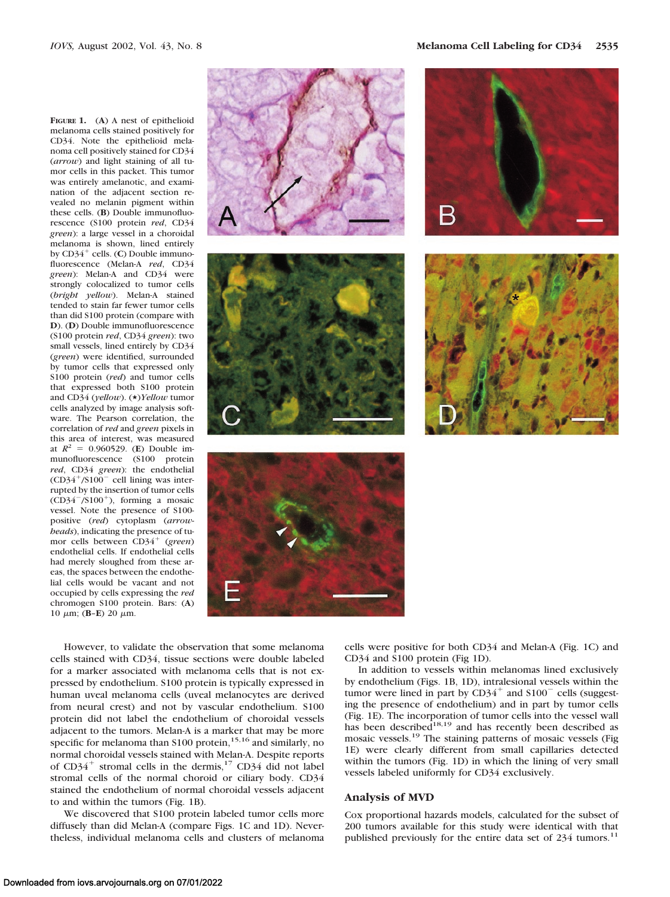**FIGURE 1.** (**A**) A nest of epithelioid melanoma cells stained positively for CD34. Note the epithelioid melanoma cell positively stained for CD34 (*arrow*) and light staining of all tumor cells in this packet. This tumor was entirely amelanotic, and examination of the adjacent section revealed no melanin pigment within these cells. (**B**) Double immunofluorescence (S100 protein *red*, CD34 *green*): a large vessel in a choroidal melanoma is shown, lined entirely by CD34$^+$ cells. (**C**) Double immunofluorescence (Melan-A *red*, CD34 *green*): Melan-A and CD34 were strongly colocalized to tumor cells (*bright yellow*). Melan-A stained tended to stain far fewer tumor cells than did S100 protein (compare with **D**). (**D**) Double immunofluorescence (S100 protein *red*, CD34 *green*): two small vessels, lined entirely by CD34 (*green*) were identified, surrounded by tumor cells that expressed only S100 protein (*red*) and tumor cells that expressed both S100 protein and CD34 (*yellow*). (*)*Yellow* tumor cells analyzed by image analysis software. The Pearson correlation, the correlation of *red* and *green* pixels in this area of interest, was measured at $R^2 = 0.960529$. (**E**) Double immunofluorescence (S100 protein *red*, CD34 *green*): the endothelial (CD34$^+$/S100$^-$ cell lining was interrupted by the insertion of tumor cells (CD34$^-$/S100$^+$), forming a mosaic vessel. Note the presence of S100-positive (*red*) cytoplasm (*arrowheads*), indicating the presence of tumor cells between CD34$^+$ (*green*) endothelial cells. If endothelial cells had merely sloughed from these areas, the spaces between the endothelial cells would be vacant and not occupied by cells expressing the *red* chromogen S100 protein. Bars: (**A**) 10 $\mu$m; (**B**–**E**) 20 $\mu$m.

However, to validate the observation that some melanoma cells stained with CD34, tissue sections were double labeled for a marker associated with melanoma cells that is not expressed by endothelium. S100 protein is typically expressed in human uveal melanoma cells (uveal melanocytes are derived from neural crest) and not by vascular endothelium. S100 protein did not label the endothelium of choroidal vessels adjacent to the tumors. Melan-A is a marker that may be more specific for melanoma than S100 protein,[15,16] and similarly, no normal choroidal vessels stained with Melan-A. Despite reports of CD34$^+$ stromal cells in the dermis,[17] CD34 did not label stromal cells of the normal choroid or ciliary body. CD34 stained the endothelium of normal choroidal vessels adjacent to and within the tumors (Fig. 1B).

We discovered that S100 protein labeled tumor cells more diffusely than did Melan-A (compare Figs. 1C and 1D). Nevertheless, individual melanoma cells and clusters of melanoma cells were positive for both CD34 and Melan-A (Fig. 1C) and CD34 and S100 protein (Fig 1D).

In addition to vessels within melanomas lined exclusively by endothelium (Figs. 1B, 1D), intralesional vessels within the tumor were lined in part by CD34$^+$ and S100$^-$ cells (suggesting the presence of endothelium) and in part by tumor cells (Fig. 1E). The incorporation of tumor cells into the vessel wall has been described[18,19] and has recently been described as mosaic vessels.[19] The staining patterns of mosaic vessels (Fig 1E) were clearly different from small capillaries detected within the tumors (Fig. 1D) in which the lining of very small vessels labeled uniformly for CD34 exclusively.

## Analysis of MVD

Cox proportional hazards models, calculated for the subset of 200 tumors available for this study were identical with that published previously for the entire data set of 234 tumors.[11]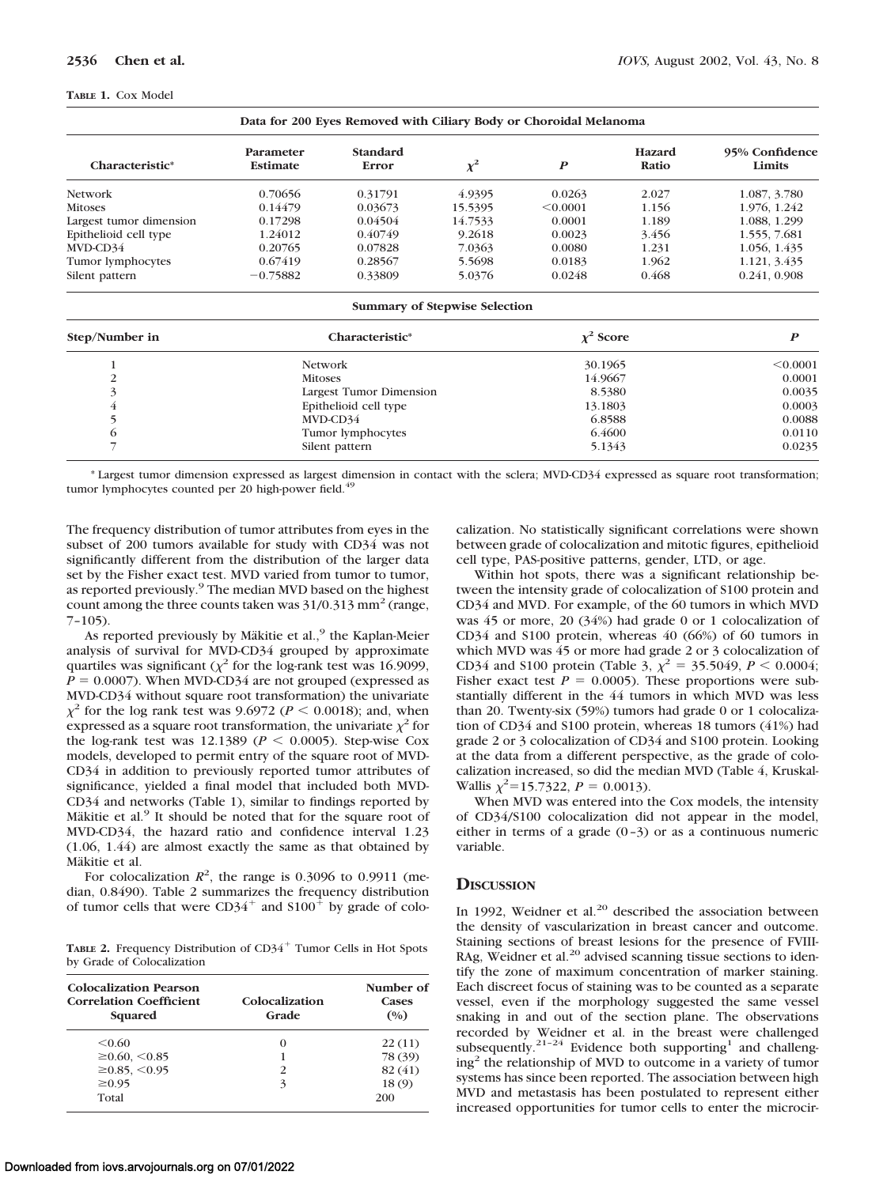**TABLE 1.** Cox Model

| Data for 200 Eyes Removed with Ciliary Body or Choroidal Melanoma | | | | | | |
|---|---|---|---|---|---|---|
| Characteristic* | Parameter Estimate | Standard Error | $\chi^2$ | $P$ | Hazard Ratio | 95% Confidence Limits |
| Network | 0.70656 | 0.31791 | 4.9395 | 0.0263 | 2.027 | 1.087, 3.780 |
| Mitoses | 0.14479 | 0.03673 | 15.5395 | <0.0001 | 1.156 | 1.976, 1.242 |
| Largest tumor dimension | 0.17298 | 0.04504 | 14.7533 | 0.0001 | 1.189 | 1.088, 1.299 |
| Epithelioid cell type | 1.24012 | 0.40749 | 9.2618 | 0.0023 | 3.456 | 1.555, 7.681 |
| MVD-CD34 | 0.20765 | 0.07828 | 7.0363 | 0.0080 | 1.231 | 1.056, 1.435 |
| Tumor lymphocytes | 0.67419 | 0.28567 | 5.5698 | 0.0183 | 1.962 | 1.121, 3.435 |
| Silent pattern | −0.75882 | 0.33809 | 5.0376 | 0.0248 | 0.468 | 0.241, 0.908 |

**Summary of Stepwise Selection**

| Step/Number in | Characteristic* | $\chi^2$ Score | $P$ |
|---|---|---|---|
| 1 | Network | 30.1965 | <0.0001 |
| 2 | Mitoses | 14.9667 | 0.0001 |
| 3 | Largest Tumor Dimension | 8.5380 | 0.0035 |
| 4 | Epithelioid cell type | 13.1803 | 0.0003 |
| 5 | MVD-CD34 | 6.8588 | 0.0088 |
| 6 | Tumor lymphocytes | 6.4600 | 0.0110 |
| 7 | Silent pattern | 5.1343 | 0.0235 |

\* Largest tumor dimension expressed as largest dimension in contact with the sclera; MVD-CD34 expressed as square root transformation; tumor lymphocytes counted per 20 high-power field.[49]

The frequency distribution of tumor attributes from eyes in the subset of 200 tumors available for study with CD34 was not significantly different from the distribution of the larger data set by the Fisher exact test. MVD varied from tumor to tumor, as reported previously.[9] The median MVD based on the highest count among the three counts taken was 31/0.313 mm$^2$ (range, 7–105).

As reported previously by Mäkitie et al.,[9] the Kaplan-Meier analysis of survival for MVD-CD34 grouped by approximate quartiles was significant ($\chi^2$ for the log-rank test was 16.9099, $P = 0.0007$). When MVD-CD34 are not grouped (expressed as MVD-CD34 without square root transformation) the univariate $\chi^2$ for the log rank test was 9.6972 ($P < 0.0018$); and, when expressed as a square root transformation, the univariate $\chi^2$ for the log-rank test was 12.1389 ($P < 0.0005$). Step-wise Cox models, developed to permit entry of the square root of MVD-CD34 in addition to previously reported tumor attributes of significance, yielded a final model that included both MVD-CD34 and networks (Table 1), similar to findings reported by Mäkitie et al.[9] It should be noted that for the square root of MVD-CD34, the hazard ratio and confidence interval 1.23 (1.06, 1.44) are almost exactly the same as that obtained by Mäkitie et al.

For colocalization $R^2$, the range is 0.3096 to 0.9911 (median, 0.8490). Table 2 summarizes the frequency distribution of tumor cells that were CD34$^+$ and S100$^+$ by grade of colocalization. No statistically significant correlations were shown between grade of colocalization and mitotic figures, epithelioid cell type, PAS-positive patterns, gender, LTD, or age.

**TABLE 2.** Frequency Distribution of CD34$^+$ Tumor Cells in Hot Spots by Grade of Colocalization

| Colocalization Pearson Correlation Coefficient Squared | Colocalization Grade | Number of Cases (%) |
|---|---|---|
| <0.60 | 0 | 22 (11) |
| ≥0.60, <0.85 | 1 | 78 (39) |
| ≥0.85, <0.95 | 2 | 82 (41) |
| ≥0.95 | 3 | 18 (9) |
| Total | | 200 |

Within hot spots, there was a significant relationship between the intensity grade of colocalization of S100 protein and CD34 and MVD. For example, of the 60 tumors in which MVD was 45 or more, 20 (34%) had grade 0 or 1 colocalization of CD34 and S100 protein, whereas 40 (66%) of 60 tumors in which MVD was 45 or more had grade 2 or 3 colocalization of CD34 and S100 protein (Table 3, $\chi^2 = 35.5049$, $P < 0.0004$; Fisher exact test $P = 0.0005$). These proportions were substantially different in the 44 tumors in which MVD was less than 20. Twenty-six (59%) tumors had grade 0 or 1 colocalization of CD34 and S100 protein, whereas 18 tumors (41%) had grade 2 or 3 colocalization of CD34 and S100 protein. Looking at the data from a different perspective, as the grade of colocalization increased, so did the median MVD (Table 4, Kruskal-Wallis $\chi^2$=15.7322, $P = 0.0013$).

When MVD was entered into the Cox models, the intensity of CD34/S100 colocalization did not appear in the model, either in terms of a grade (0–3) or as a continuous numeric variable.

## Discussion

In 1992, Weidner et al.[20] described the association between the density of vascularization in breast cancer and outcome. Staining sections of breast lesions for the presence of FVIII-RAg, Weidner et al.[20] advised scanning tissue sections to identify the zone of maximum concentration of marker staining. Each discreet focus of staining was to be counted as a separate vessel, even if the morphology suggested the same vessel snaking in and out of the section plane. The observations recorded by Weidner et al. in the breast were challenged subsequently.[21–24] Evidence both supporting[1] and challenging[2] the relationship of MVD to outcome in a variety of tumor systems has since been reported. The association between high MVD and metastasis has been postulated to represent either increased opportunities for tumor cells to enter the microcir-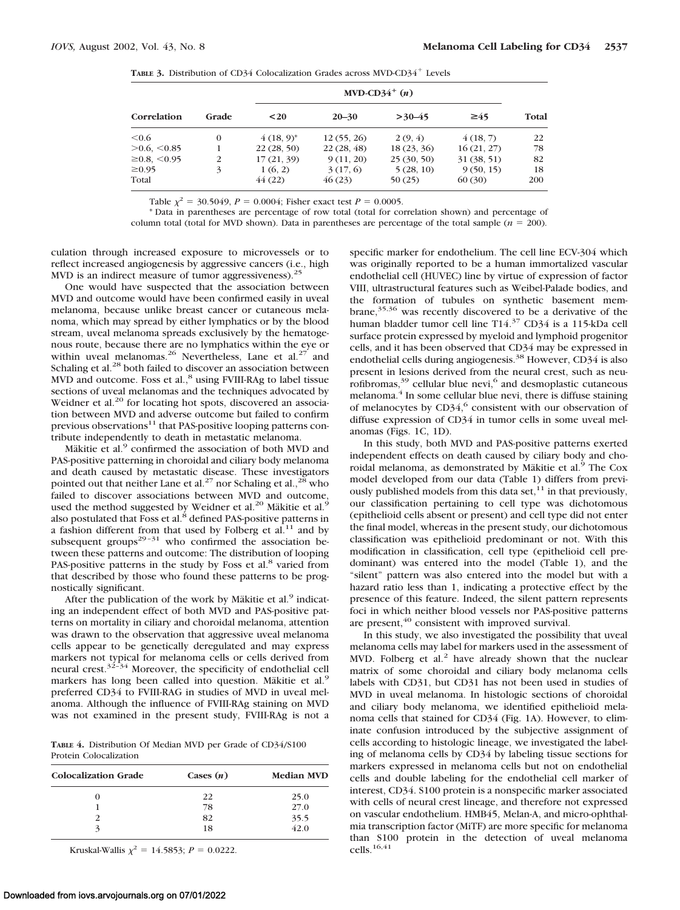**TABLE 3.** Distribution of CD34 Colocalization Grades across MVD-CD34⁺ Levels

| Correlation | Grade | MVD-CD34⁺ (n) | | | | Total |
|---|---|---|---|---|---|---|
| | | <20 | 20–30 | >30–45 | ≥45 | |
| <0.6 | 0 | 4 (18, 9)* | 12 (55, 26) | 2 (9, 4) | 4 (18, 7) | 22 |
| >0.6, <0.85 | 1 | 22 (28, 50) | 22 (28, 48) | 18 (23, 36) | 16 (21, 27) | 78 |
| ≥0.8, <0.95 | 2 | 17 (21, 39) | 9 (11, 20) | 25 (30, 50) | 31 (38, 51) | 82 |
| ≥0.95 | 3 | 1 (6, 2) | 3 (17, 6) | 5 (28, 10) | 9 (50, 15) | 18 |
| Total | | 44 (22) | 46 (23) | 50 (25) | 60 (30) | 200 |

Table $\chi^2 = 30.5049$, $P = 0.0004$; Fisher exact test $P = 0.0005$.

* Data in parentheses are percentage of row total (total for correlation shown) and percentage of column total (total for MVD shown). Data in parentheses are percentage of the total sample ($n = 200$).

culation through increased exposure to microvessels or to reflect increased angiogenesis by aggressive cancers (i.e., high MVD is an indirect measure of tumor aggressiveness).[25]

One would have suspected that the association between MVD and outcome would have been confirmed easily in uveal melanoma, because unlike breast cancer or cutaneous melanoma, which may spread by either lymphatics or by the blood stream, uveal melanoma spreads exclusively by the hematogenous route, because there are no lymphatics within the eye or within uveal melanomas.[26] Nevertheless, Lane et al.[27] and Schaling et al.[28] both failed to discover an association between MVD and outcome. Foss et al.,[8] using FVIII-RAg to label tissue sections of uveal melanomas and the techniques advocated by Weidner et al.[20] for locating hot spots, discovered an association between MVD and adverse outcome but failed to confirm previous observations[11] that PAS-positive looping patterns contribute independently to death in metastatic melanoma.

Mäkitie et al.[9] confirmed the association of both MVD and PAS-positive patterning in choroidal and ciliary body melanoma and death caused by metastatic disease. These investigators pointed out that neither Lane et al.[27] nor Schaling et al.,[28] who failed to discover associations between MVD and outcome, used the method suggested by Weidner et al.[20] Mäkitie et al.[9] also postulated that Foss et al.[8] defined PAS-positive patterns in a fashion different from that used by Folberg et al.[11] and by subsequent groups[29–31] who confirmed the association between these patterns and outcome: The distribution of looping PAS-positive patterns in the study by Foss et al.[8] varied from that described by those who found these patterns to be prognostically significant.

After the publication of the work by Mäkitie et al.[9] indicating an independent effect of both MVD and PAS-positive patterns on mortality in ciliary and choroidal melanoma, attention was drawn to the observation that aggressive uveal melanoma cells appear to be genetically deregulated and may express markers not typical for melanoma cells or cells derived from neural crest.[32–34] Moreover, the specificity of endothelial cell markers has long been called into question. Mäkitie et al.[9] preferred CD34 to FVIII-RAG in studies of MVD in uveal melanoma. Although the influence of FVIII-RAg staining on MVD was not examined in the present study, FVIII-RAg is not a specific marker for endothelium. The cell line ECV-304 which was originally reported to be a human immortalized vascular endothelial cell (HUVEC) line by virtue of expression of factor VIII, ultrastructural features such as Weibel-Palade bodies, and the formation of tubules on synthetic basement membrane,[35,36] was recently discovered to be a derivative of the human bladder tumor cell line T14.[37] CD34 is a 115-kDa cell surface protein expressed by myeloid and lymphoid progenitor cells, and it has been observed that CD34 may be expressed in endothelial cells during angiogenesis.[38] However, CD34 is also present in lesions derived from the neural crest, such as neurofibromas,[39] cellular blue nevi,[6] and desmoplastic cutaneous melanoma.[4] In some cellular blue nevi, there is diffuse staining of melanocytes by CD34,[6] consistent with our observation of diffuse expression of CD34 in tumor cells in some uveal melanomas (Figs. 1C, 1D).

**TABLE 4.** Distribution Of Median MVD per Grade of CD34/S100 Protein Colocalization

| Colocalization Grade | Cases (n) | Median MVD |
|---|---|---|
| 0 | 22 | 25.0 |
| 1 | 78 | 27.0 |
| 2 | 82 | 35.5 |
| 3 | 18 | 42.0 |

Kruskal-Wallis $\chi^2 = 14.5853$; $P = 0.0222$.

In this study, both MVD and PAS-positive patterns exerted independent effects on death caused by ciliary body and choroidal melanoma, as demonstrated by Mäkitie et al.[9] The Cox model developed from our data (Table 1) differs from previously published models from this data set,[11] in that previously, our classification pertaining to cell type was dichotomous (epithelioid cells absent or present) and cell type did not enter the final model, whereas in the present study, our dichotomous classification was epithelioid predominant or not. With this modification in classification, cell type (epithelioid cell predominant) was entered into the model (Table 1), and the "silent" pattern was also entered into the model but with a hazard ratio less than 1, indicating a protective effect by the presence of this feature. Indeed, the silent pattern represents foci in which neither blood vessels nor PAS-positive patterns are present,[40] consistent with improved survival.

In this study, we also investigated the possibility that uveal melanoma cells may label for markers used in the assessment of MVD. Folberg et al.[2] have already shown that the nuclear matrix of some choroidal and ciliary body melanoma cells labels with CD31, but CD31 has not been used in studies of MVD in uveal melanoma. In histologic sections of choroidal and ciliary body melanoma, we identified epithelioid melanoma cells that stained for CD34 (Fig. 1A). However, to eliminate confusion introduced by the subjective assignment of cells according to histologic lineage, we investigated the labeling of melanoma cells by CD34 by labeling tissue sections for markers expressed in melanoma cells but not on endothelial cells and double labeling for the endothelial cell marker of interest, CD34. S100 protein is a nonspecific marker associated with cells of neural crest lineage, and therefore not expressed on vascular endothelium. HMB45, Melan-A, and micro-ophthalmia transcription factor (MiTF) are more specific for melanoma than S100 protein in the detection of uveal melanoma cells.[16,41]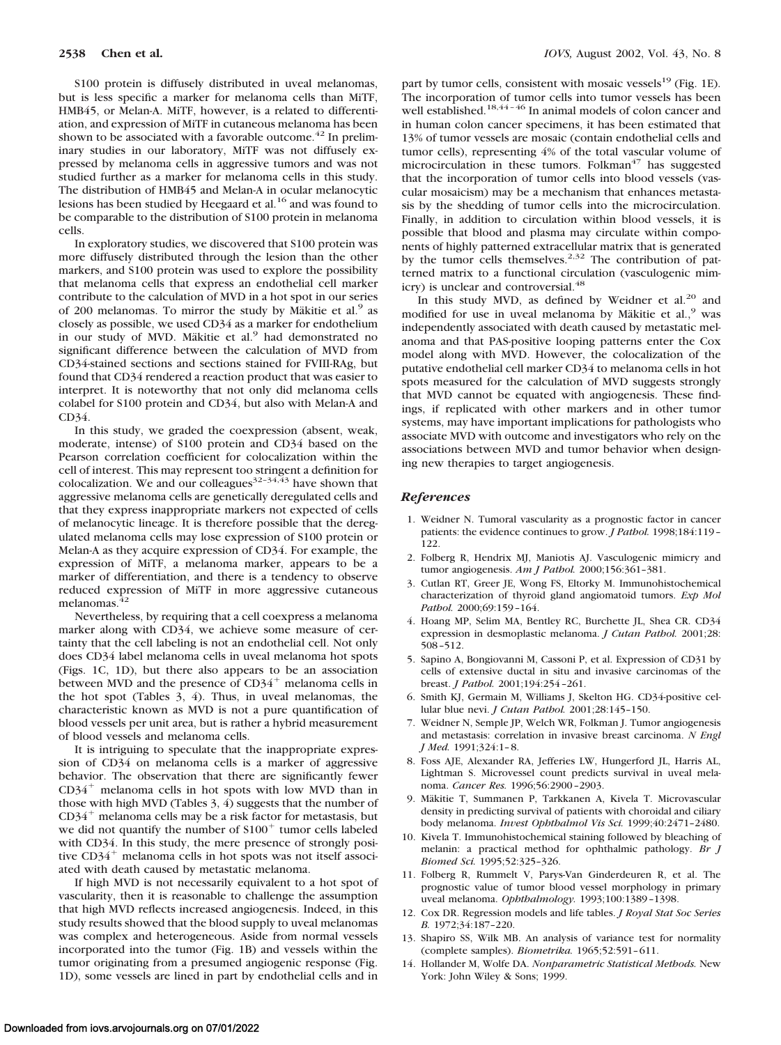S100 protein is diffusely distributed in uveal melanomas, but is less specific a marker for melanoma cells than MiTF, HMB45, or Melan-A. MiTF, however, is a related to differentiation, and expression of MiTF in cutaneous melanoma has been shown to be associated with a favorable outcome.[42] In preliminary studies in our laboratory, MiTF was not diffusely expressed by melanoma cells in aggressive tumors and was not studied further as a marker for melanoma cells in this study. The distribution of HMB45 and Melan-A in ocular melanocytic lesions has been studied by Heegaard et al.[16] and was found to be comparable to the distribution of S100 protein in melanoma cells.

In exploratory studies, we discovered that S100 protein was more diffusely distributed through the lesion than the other markers, and S100 protein was used to explore the possibility that melanoma cells that express an endothelial cell marker contribute to the calculation of MVD in a hot spot in our series of 200 melanomas. To mirror the study by Mäkitie et al.[9] as closely as possible, we used CD34 as a marker for endothelium in our study of MVD. Mäkitie et al.[9] had demonstrated no significant difference between the calculation of MVD from CD34-stained sections and sections stained for FVIII-RAg, but found that CD34 rendered a reaction product that was easier to interpret. It is noteworthy that not only did melanoma cells colabel for S100 protein and CD34, but also with Melan-A and CD34.

In this study, we graded the coexpression (absent, weak, moderate, intense) of S100 protein and CD34 based on the Pearson correlation coefficient for colocalization within the cell of interest. This may represent too stringent a definition for colocalization. We and our colleagues[32–34,43] have shown that aggressive melanoma cells are genetically deregulated cells and that they express inappropriate markers not expected of cells of melanocytic lineage. It is therefore possible that the deregulated melanoma cells may lose expression of S100 protein or Melan-A as they acquire expression of CD34. For example, the expression of MiTF, a melanoma marker, appears to be a marker of differentiation, and there is a tendency to observe reduced expression of MiTF in more aggressive cutaneous melanomas.[42]

Nevertheless, by requiring that a cell coexpress a melanoma marker along with CD34, we achieve some measure of certainty that the cell labeling is not an endothelial cell. Not only does CD34 label melanoma cells in uveal melanoma hot spots (Figs. 1C, 1D), but there also appears to be an association between MVD and the presence of $CD34^{+}$ melanoma cells in the hot spot (Tables 3, 4). Thus, in uveal melanomas, the characteristic known as MVD is not a pure quantification of blood vessels per unit area, but is rather a hybrid measurement of blood vessels and melanoma cells.

It is intriguing to speculate that the inappropriate expression of CD34 on melanoma cells is a marker of aggressive behavior. The observation that there are significantly fewer $CD34^{+}$ melanoma cells in hot spots with low MVD than in those with high MVD (Tables 3, 4) suggests that the number of $CD34^{+}$ melanoma cells may be a risk factor for metastasis, but we did not quantify the number of $S100^{+}$ tumor cells labeled with CD34. In this study, the mere presence of strongly positive $CD34^{+}$ melanoma cells in hot spots was not itself associated with death caused by metastatic melanoma.

If high MVD is not necessarily equivalent to a hot spot of vascularity, then it is reasonable to challenge the assumption that high MVD reflects increased angiogenesis. Indeed, in this study results showed that the blood supply to uveal melanomas was complex and heterogeneous. Aside from normal vessels incorporated into the tumor (Fig. 1B) and vessels within the tumor originating from a presumed angiogenic response (Fig. 1D), some vessels are lined in part by endothelial cells and in part by tumor cells, consistent with mosaic vessels[19] (Fig. 1E). The incorporation of tumor cells into tumor vessels has been well established.[18,44–46] In animal models of colon cancer and in human colon cancer specimens, it has been estimated that 13% of tumor vessels are mosaic (contain endothelial cells and tumor cells), representing 4% of the total vascular volume of microcirculation in these tumors. Folkman[47] has suggested that the incorporation of tumor cells into blood vessels (vascular mosaicism) may be a mechanism that enhances metastasis by the shedding of tumor cells into the microcirculation. Finally, in addition to circulation within blood vessels, it is possible that blood and plasma may circulate within components of highly patterned extracellular matrix that is generated by the tumor cells themselves.[2,32] The contribution of patterned matrix to a functional circulation (vasculogenic mimicry) is unclear and controversial.[48]

In this study MVD, as defined by Weidner et al.[20] and modified for use in uveal melanoma by Mäkitie et al.,[9] was independently associated with death caused by metastatic melanoma and that PAS-positive looping patterns enter the Cox model along with MVD. However, the colocalization of the putative endothelial cell marker CD34 to melanoma cells in hot spots measured for the calculation of MVD suggests strongly that MVD cannot be equated with angiogenesis. These findings, if replicated with other markers and in other tumor systems, may have important implications for pathologists who associate MVD with outcome and investigators who rely on the associations between MVD and tumor behavior when designing new therapies to target angiogenesis.

## References

1. Weidner N. Tumoral vascularity as a prognostic factor in cancer patients: the evidence continues to grow. *J Pathol.* 1998;184:119–122.
2. Folberg R, Hendrix MJ, Maniotis AJ. Vasculogenic mimicry and tumor angiogenesis. *Am J Pathol.* 2000;156:361–381.
3. Cutlan RT, Greer JE, Wong FS, Eltorky M. Immunohistochemical characterization of thyroid gland angiomatoid tumors. *Exp Mol Pathol.* 2000;69:159–164.
4. Hoang MP, Selim MA, Bentley RC, Burchette JL, Shea CR. CD34 expression in desmoplastic melanoma. *J Cutan Pathol.* 2001;28:508–512.
5. Sapino A, Bongiovanni M, Cassoni P, et al. Expression of CD31 by cells of extensive ductal in situ and invasive carcinomas of the breast. *J Pathol.* 2001;194:254–261.
6. Smith KJ, Germain M, Williams J, Skelton HG. CD34-positive cellular blue nevi. *J Cutan Pathol.* 2001;28:145–150.
7. Weidner N, Semple JP, Welch WR, Folkman J. Tumor angiogenesis and metastasis: correlation in invasive breast carcinoma. *N Engl J Med.* 1991;324:1–8.
8. Foss AJE, Alexander RA, Jefferies LW, Hungerford JL, Harris AL, Lightman S. Microvessel count predicts survival in uveal melanoma. *Cancer Res.* 1996;56:2900–2903.
9. Mäkitie T, Summanen P, Tarkkanen A, Kivela T. Microvascular density in predicting survival of patients with choroidal and ciliary body melanoma. *Invest Ophthalmol Vis Sci.* 1999;40:2471–2480.
10. Kivela T. Immunohistochemical staining followed by bleaching of melanin: a practical method for ophthalmic pathology. *Br J Biomed Sci.* 1995;52:325–326.
11. Folberg R, Rummelt V, Parys-Van Ginderdeuren R, et al. The prognostic value of tumor blood vessel morphology in primary uveal melanoma. *Ophthalmology.* 1993;100:1389–1398.
12. Cox DR. Regression models and life tables. *J Royal Stat Soc Series B.* 1972;34:187–220.
13. Shapiro SS, Wilk MB. An analysis of variance test for normality (complete samples). *Biometrika.* 1965;52:591–611.
14. Hollander M, Wolfe DA. *Nonparametric Statistical Methods.* New York: John Wiley & Sons; 1999.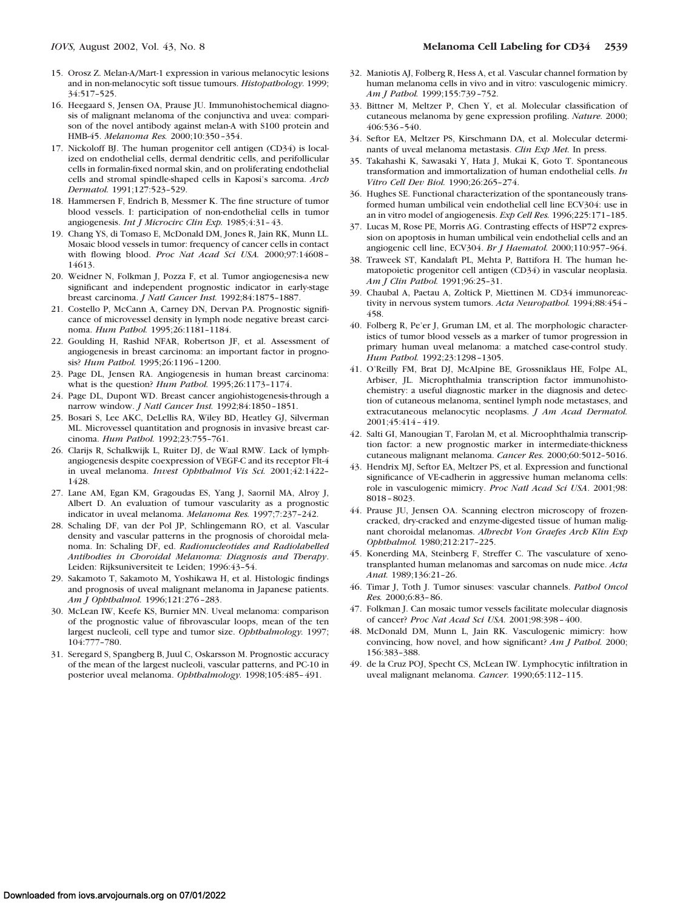15. Orosz Z. Melan-A/Mart-1 expression in various melanocytic lesions and in non-melanocytic soft tissue tumours. *Histopathology.* 1999; 34:517–525.
16. Heegaard S, Jensen OA, Prause JU. Immunohistochemical diagnosis of malignant melanoma of the conjunctiva and uvea: comparison of the novel antibody against melan-A with S100 protein and HMB-45. *Melanoma Res.* 2000;10:350–354.
17. Nickoloff BJ. The human progenitor cell antigen (CD34) is localized on endothelial cells, dermal dendritic cells, and perifollicular cells in formalin-fixed normal skin, and on proliferating endothelial cells and stromal spindle-shaped cells in Kaposi's sarcoma. *Arch Dermatol.* 1991;127:523–529.
18. Hammersen F, Endrich B, Messmer K. The fine structure of tumor blood vessels. I: participation of non-endothelial cells in tumor angiogenesis. *Int J Microcirc Clin Exp.* 1985;4:31–43.
19. Chang YS, di Tomaso E, McDonald DM, Jones R, Jain RK, Munn LL. Mosaic blood vessels in tumor: frequency of cancer cells in contact with flowing blood. *Proc Nat Acad Sci USA.* 2000;97:14608–14613.
20. Weidner N, Folkman J, Pozza F, et al. Tumor angiogenesis-a new significant and independent prognostic indicator in early-stage breast carcinoma. *J Natl Cancer Inst.* 1992;84:1875–1887.
21. Costello P, McCann A, Carney DN, Dervan PA. Prognostic significance of microvessel density in lymph node negative breast carcinoma. *Hum Pathol.* 1995;26:1181–1184.
22. Goulding H, Rashid NFAR, Robertson JF, et al. Assessment of angiogenesis in breast carcinoma: an important factor in prognosis? *Hum Pathol.* 1995;26:1196–1200.
23. Page DL, Jensen RA. Angiogenesis in human breast carcinoma: what is the question? *Hum Pathol.* 1995;26:1173–1174.
24. Page DL, Dupont WD. Breast cancer angiohistogenesis-through a narrow window. *J Natl Cancer Inst.* 1992;84:1850–1851.
25. Bosari S, Lee AKC, DeLellis RA, Wiley BD, Heatley GJ, Silverman ML. Microvessel quantitation and prognosis in invasive breast carcinoma. *Hum Pathol.* 1992;23:755–761.
26. Clarijs R, Schalkwijk L, Ruiter DJ, de Waal RMW. Lack of lymphangiogenesis despite coexpression of VEGF-C and its receptor Flt-4 in uveal melanoma. *Invest Ophthalmol Vis Sci.* 2001;42:1422–1428.
27. Lane AM, Egan KM, Gragoudas ES, Yang J, Saornil MA, Alroy J, Albert D. An evaluation of tumour vascularity as a prognostic indicator in uveal melanoma. *Melanoma Res.* 1997;7:237–242.
28. Schaling DF, van der Pol JP, Schlingemann RO, et al. Vascular density and vascular patterns in the prognosis of choroidal melanoma. In: Schaling DF, ed. *Radionucleotides and Radiolabelled Antibodies in Choroidal Melanoma: Diagnosis and Therapy*. Leiden: Rijksuniversiteit te Leiden; 1996:43–54.
29. Sakamoto T, Sakamoto M, Yoshikawa H, et al. Histologic findings and prognosis of uveal malignant melanoma in Japanese patients. *Am J Ophthalmol.* 1996;121:276–283.
30. McLean IW, Keefe KS, Burnier MN. Uveal melanoma: comparison of the prognostic value of fibrovascular loops, mean of the ten largest nucleoli, cell type and tumor size. *Ophthalmology.* 1997; 104:777–780.
31. Seregard S, Spangberg B, Juul C, Oskarsson M. Prognostic accuracy of the mean of the largest nucleoli, vascular patterns, and PC-10 in posterior uveal melanoma. *Ophthalmology.* 1998;105:485–491.
32. Maniotis AJ, Folberg R, Hess A, et al. Vascular channel formation by human melanoma cells in vivo and in vitro: vasculogenic mimicry. *Am J Pathol.* 1999;155:739–752.
33. Bittner M, Meltzer P, Chen Y, et al. Molecular classification of cutaneous melanoma by gene expression profiling. *Nature.* 2000; 406:536–540.
34. Seftor EA, Meltzer PS, Kirschmann DA, et al. Molecular determinants of uveal melanoma metastasis. *Clin Exp Met.* In press.
35. Takahashi K, Sawasaki Y, Hata J, Mukai K, Goto T. Spontaneous transformation and immortalization of human endothelial cells. *In Vitro Cell Dev Biol.* 1990;26:265–274.
36. Hughes SE. Functional characterization of the spontaneously transformed human umbilical vein endothelial cell line ECV304: use in an in vitro model of angiogenesis. *Exp Cell Res.* 1996;225:171–185.
37. Lucas M, Rose PE, Morris AG. Contrasting effects of HSP72 expression on apoptosis in human umbilical vein endothelial cells and an angiogenic cell line, ECV304. *Br J Haematol.* 2000;110:957–964.
38. Traweek ST, Kandalaft PL, Mehta P, Battifora H. The human hematopoietic progenitor cell antigen (CD34) in vascular neoplasia. *Am J Clin Pathol.* 1991;96:25–31.
39. Chaubal A, Paetau A, Zoltick P, Miettinen M. CD34 immunoreactivity in nervous system tumors. *Acta Neuropathol.* 1994;88:454–458.
40. Folberg R, Pe'er J, Gruman LM, et al. The morphologic characteristics of tumor blood vessels as a marker of tumor progression in primary human uveal melanoma: a matched case-control study. *Hum Pathol.* 1992;23:1298–1305.
41. O'Reilly FM, Brat DJ, McAlpine BE, Grossniklaus HE, Folpe AL, Arbiser, JL. Microphthalmia transcription factor immunohistochemistry: a useful diagnostic marker in the diagnosis and detection of cutaneous melanoma, sentinel lymph node metastases, and extracutaneous melanocytic neoplasms. *J Am Acad Dermatol.* 2001;45:414–419.
42. Salti GI, Manougian T, Farolan M, et al. Microophthalmia transcription factor: a new prognostic marker in intermediate-thickness cutaneous malignant melanoma. *Cancer Res.* 2000;60:5012–5016.
43. Hendrix MJ, Seftor EA, Meltzer PS, et al. Expression and functional significance of VE-cadherin in aggressive human melanoma cells: role in vasculogenic mimicry. *Proc Natl Acad Sci USA*. 2001;98: 8018–8023.
44. Prause JU, Jensen OA. Scanning electron microscopy of frozen-cracked, dry-cracked and enzyme-digested tissue of human malignant choroidal melanomas. *Albrecht Von Graefes Arch Klin Exp Ophthalmol.* 1980;212:217–225.
45. Konerding MA, Steinberg F, Streffer C. The vasculature of xenotransplanted human melanomas and sarcomas on nude mice. *Acta Anat.* 1989;136:21–26.
46. Timar J, Toth J. Tumor sinuses: vascular channels. *Pathol Oncol Res.* 2000;6:83–86.
47. Folkman J. Can mosaic tumor vessels facilitate molecular diagnosis of cancer? *Proc Nat Acad Sci USA.* 2001;98:398–400.
48. McDonald DM, Munn L, Jain RK. Vasculogenic mimicry: how convincing, how novel, and how significant? *Am J Pathol.* 2000; 156:383–388.
49. de la Cruz POJ, Specht CS, McLean IW. Lymphocytic infiltration in uveal malignant melanoma. *Cancer.* 1990;65:112–115.